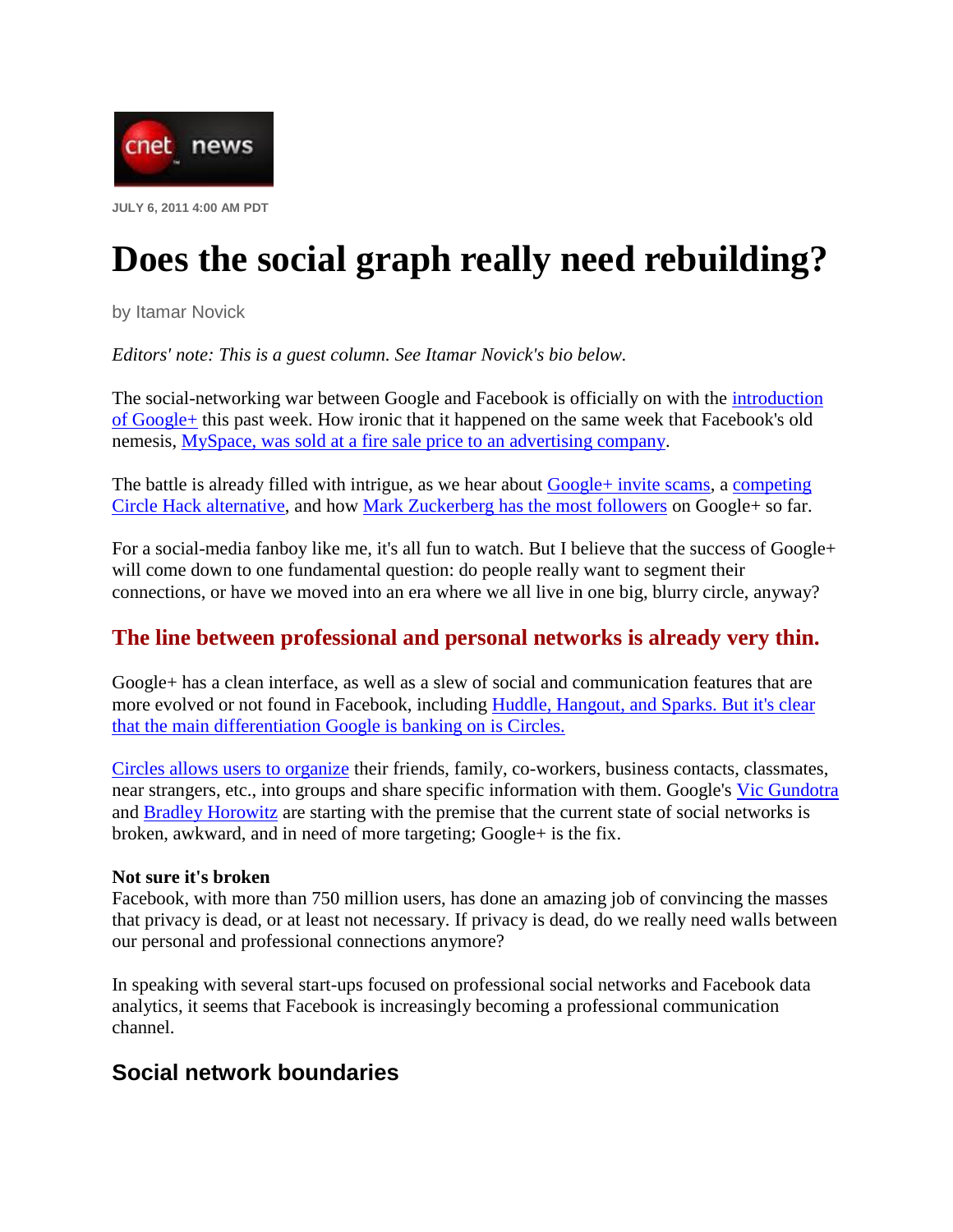cnet news

JULY 6, 2011 4:00 AM PDT

# Does the social graph really need rebuilding?

by Itamar Novick

*Editors' note: This is a guest column. See Itamar Novick's bio below.*

The social-networking war between Google and Facebook is officially on with the introduction of Google+ this past week. How ironic that it happened on the same week that Facebook's old nemesis, MySpace, was sold at a fire sale price to an advertising company.

The battle is already filled with intrigue, as we hear about Google+ invite scams, a competing Circle Hack alternative, and how Mark Zuckerberg has the most followers on Google+ so far.

For a social-media fanboy like me, it's all fun to watch. But I believe that the success of Google+ will come down to one fundamental question: do people really want to segment their connections, or have we moved into an era where we all live in one big, blurry circle, anyway?

## The line between professional and personal networks is already very thin.

Google+ has a clean interface, as well as a slew of social and communication features that are more evolved or not found in Facebook, including Huddle, Hangout, and Sparks. But it's clear that the main differentiation Google is banking on is Circles.

Circles allows users to organize their friends, family, co-workers, business contacts, classmates, near strangers, etc., into groups and share specific information with them. Google's Vic Gundotra and Bradley Horowitz are starting with the premise that the current state of social networks is broken, awkward, and in need of more targeting; Google+ is the fix.

**Not sure it's broken**
Facebook, with more than 750 million users, has done an amazing job of convincing the masses that privacy is dead, or at least not necessary. If privacy is dead, do we really need walls between our personal and professional connections anymore?

In speaking with several start-ups focused on professional social networks and Facebook data analytics, it seems that Facebook is increasingly becoming a professional communication channel.

## Social network boundaries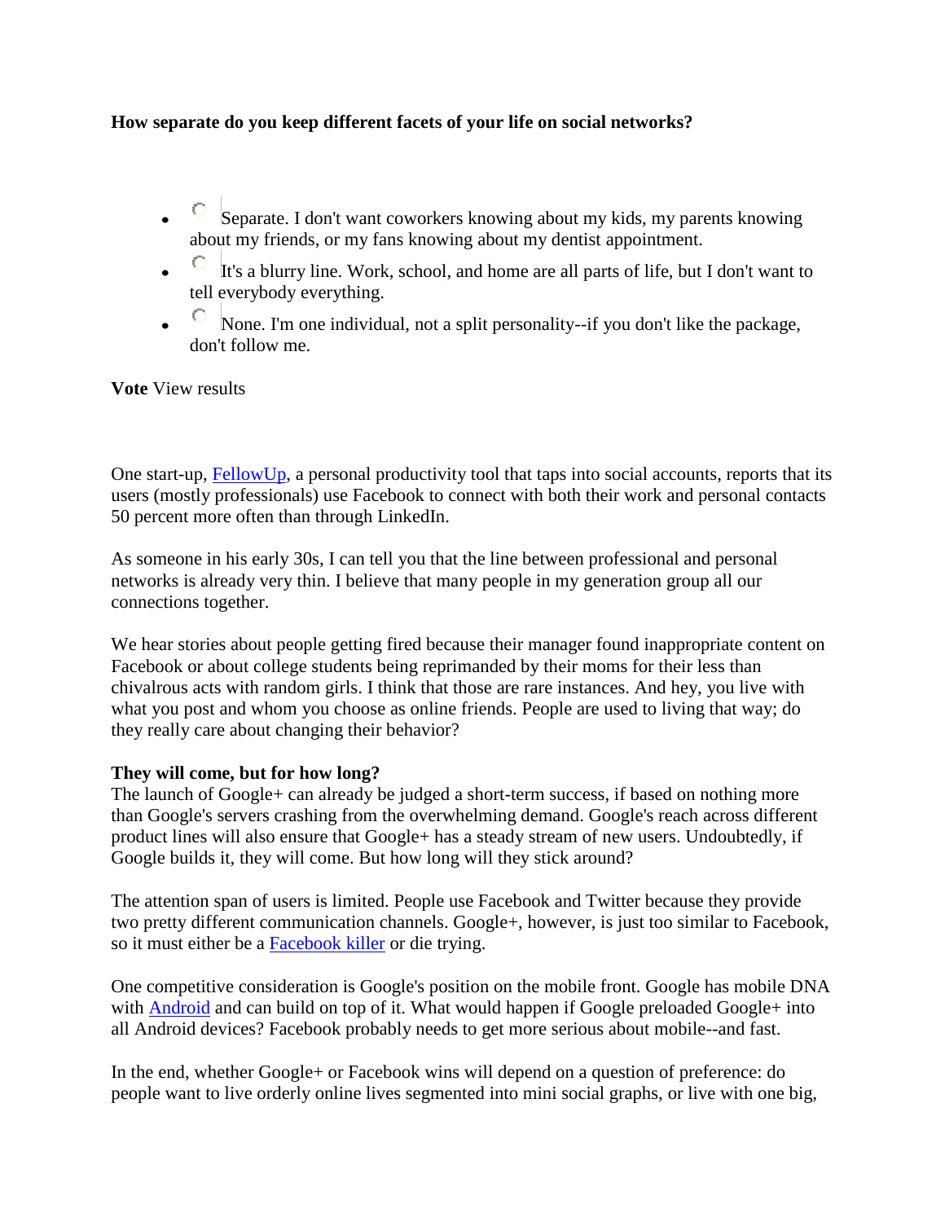**How separate do you keep different facets of your life on social networks?**

- Separate. I don't want coworkers knowing about my kids, my parents knowing about my friends, or my fans knowing about my dentist appointment.
- It's a blurry line. Work, school, and home are all parts of life, but I don't want to tell everybody everything.
- None. I'm one individual, not a split personality--if you don't like the package, don't follow me.

**Vote** View results

One start-up, [FellowUp](), a personal productivity tool that taps into social accounts, reports that its users (mostly professionals) use Facebook to connect with both their work and personal contacts 50 percent more often than through LinkedIn.

As someone in his early 30s, I can tell you that the line between professional and personal networks is already very thin. I believe that many people in my generation group all our connections together.

We hear stories about people getting fired because their manager found inappropriate content on Facebook or about college students being reprimanded by their moms for their less than chivalrous acts with random girls. I think that those are rare instances. And hey, you live with what you post and whom you choose as online friends. People are used to living that way; do they really care about changing their behavior?

**They will come, but for how long?**
The launch of Google+ can already be judged a short-term success, if based on nothing more than Google's servers crashing from the overwhelming demand. Google's reach across different product lines will also ensure that Google+ has a steady stream of new users. Undoubtedly, if Google builds it, they will come. But how long will they stick around?

The attention span of users is limited. People use Facebook and Twitter because they provide two pretty different communication channels. Google+, however, is just too similar to Facebook, so it must either be a [Facebook killer]() or die trying.

One competitive consideration is Google's position on the mobile front. Google has mobile DNA with [Android]() and can build on top of it. What would happen if Google preloaded Google+ into all Android devices? Facebook probably needs to get more serious about mobile--and fast.

In the end, whether Google+ or Facebook wins will depend on a question of preference: do people want to live orderly online lives segmented into mini social graphs, or live with one big,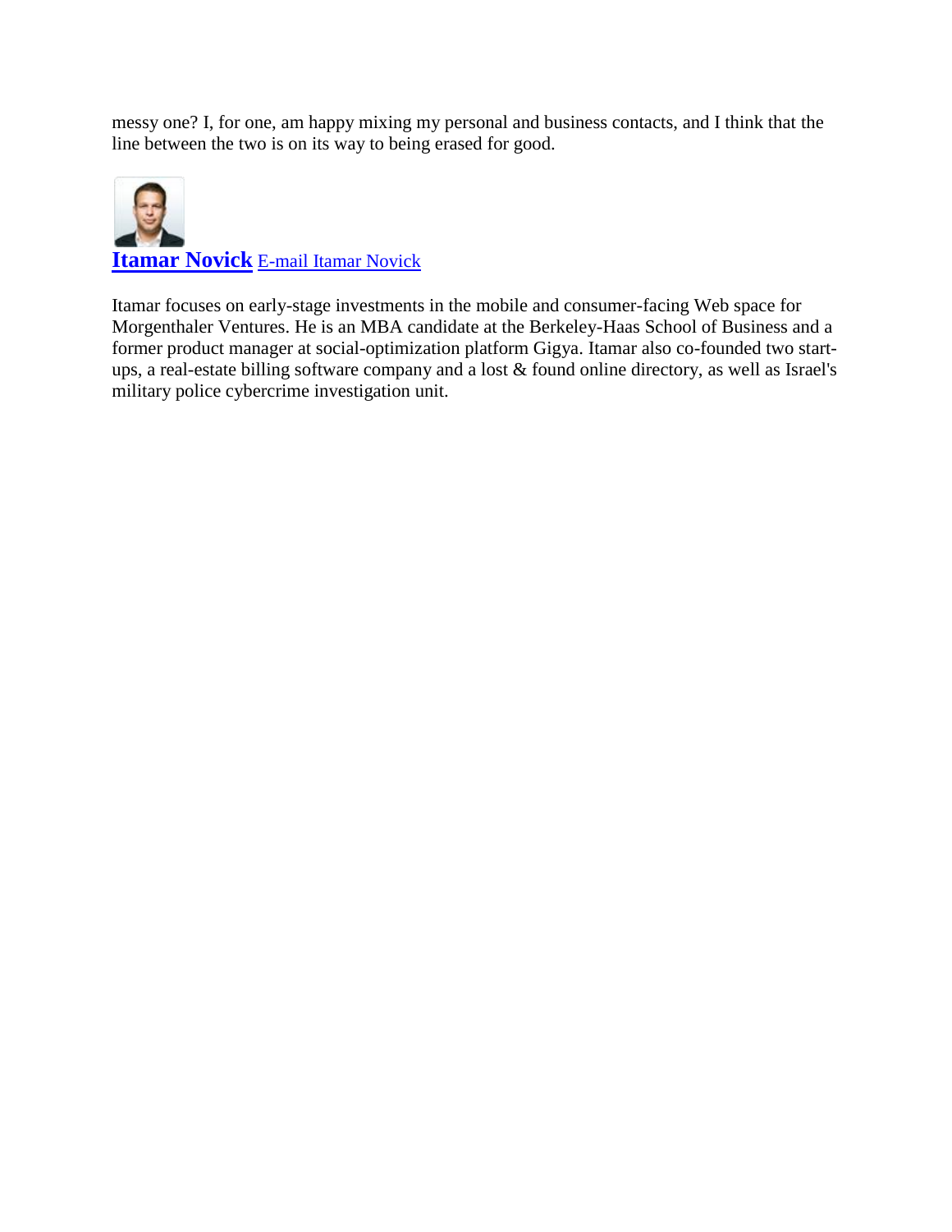messy one? I, for one, am happy mixing my personal and business contacts, and I think that the line between the two is on its way to being erased for good.

**Itamar Novick** E-mail Itamar Novick

Itamar focuses on early-stage investments in the mobile and consumer-facing Web space for Morgenthaler Ventures. He is an MBA candidate at the Berkeley-Haas School of Business and a former product manager at social-optimization platform Gigya. Itamar also co-founded two start-ups, a real-estate billing software company and a lost & found online directory, as well as Israel's military police cybercrime investigation unit.